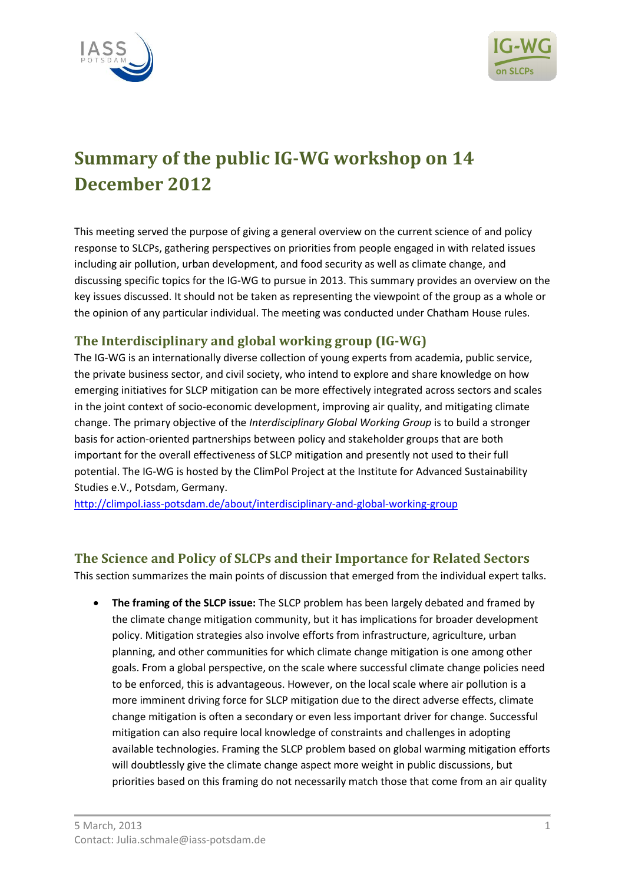# Summary of the public IG-WG workshop on 14 December 2012

This meeting served the purpose of giving a general overview on the current science of and policy response to SLCPs, gathering perspectives on priorities from people engaged in with related issues including air pollution, urban development, and food security as well as climate change, and discussing specific topics for the IG-WG to pursue in 2013. This summary provides an overview on the key issues discussed. It should not be taken as representing the viewpoint of the group as a whole or the opinion of any particular individual. The meeting was conducted under Chatham House rules.

## The Interdisciplinary and global working group (IG-WG)

The IG-WG is an internationally diverse collection of young experts from academia, public service, the private business sector, and civil society, who intend to explore and share knowledge on how emerging initiatives for SLCP mitigation can be more effectively integrated across sectors and scales in the joint context of socio-economic development, improving air quality, and mitigating climate change. The primary objective of the *Interdisciplinary Global Working Group* is to build a stronger basis for action-oriented partnerships between policy and stakeholder groups that are both important for the overall effectiveness of SLCP mitigation and presently not used to their full potential. The IG-WG is hosted by the ClimPol Project at the Institute for Advanced Sustainability Studies e.V., Potsdam, Germany.

http://climpol.iass-potsdam.de/about/interdisciplinary-and-global-working-group

## The Science and Policy of SLCPs and their Importance for Related Sectors

This section summarizes the main points of discussion that emerged from the individual expert talks.

- **The framing of the SLCP issue:** The SLCP problem has been largely debated and framed by the climate change mitigation community, but it has implications for broader development policy. Mitigation strategies also involve efforts from infrastructure, agriculture, urban planning, and other communities for which climate change mitigation is one among other goals. From a global perspective, on the scale where successful climate change policies need to be enforced, this is advantageous. However, on the local scale where air pollution is a more imminent driving force for SLCP mitigation due to the direct adverse effects, climate change mitigation is often a secondary or even less important driver for change. Successful mitigation can also require local knowledge of constraints and challenges in adopting available technologies. Framing the SLCP problem based on global warming mitigation efforts will doubtlessly give the climate change aspect more weight in public discussions, but priorities based on this framing do not necessarily match those that come from an air quality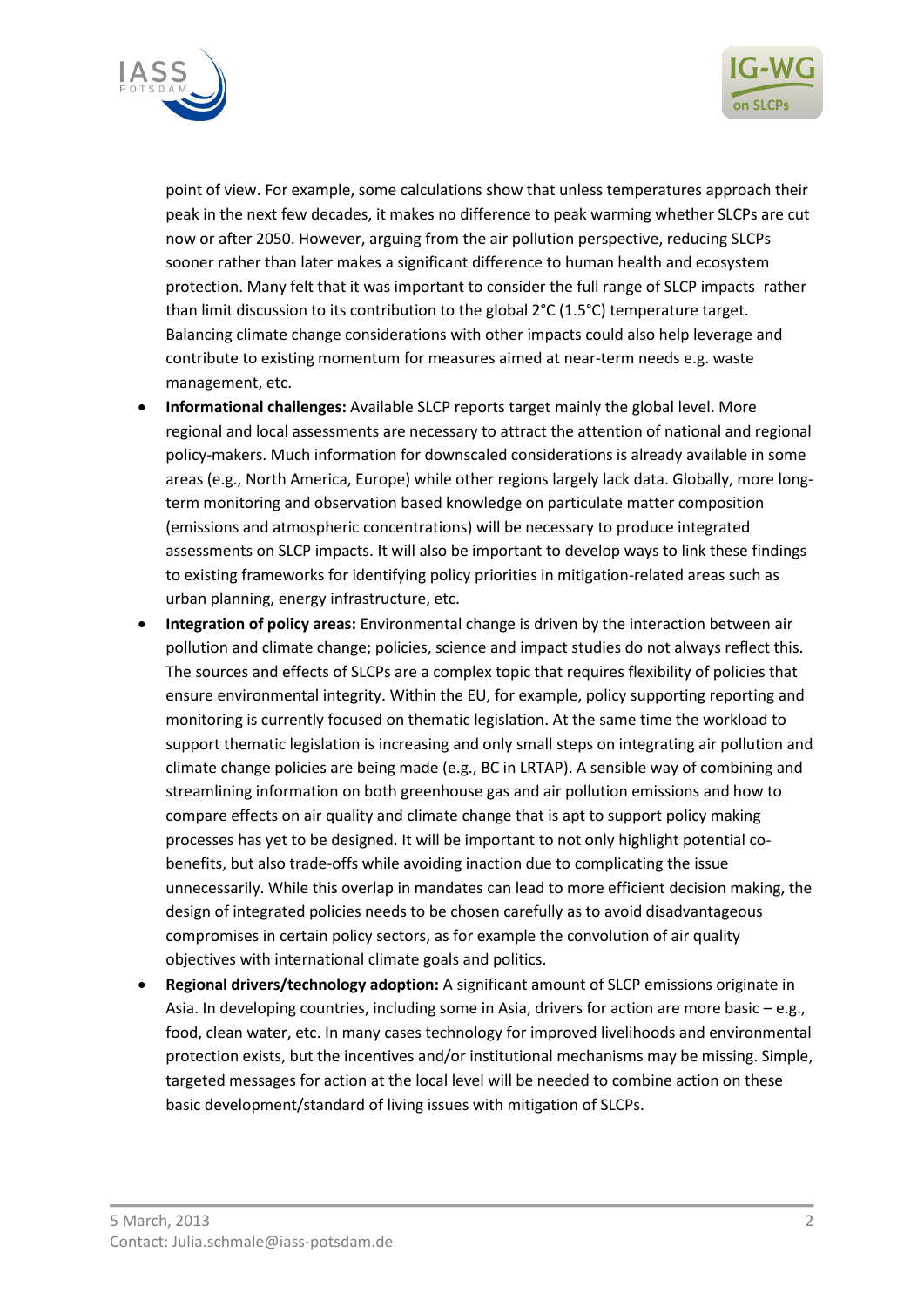point of view. For example, some calculations show that unless temperatures approach their peak in the next few decades, it makes no difference to peak warming whether SLCPs are cut now or after 2050. However, arguing from the air pollution perspective, reducing SLCPs sooner rather than later makes a significant difference to human health and ecosystem protection. Many felt that it was important to consider the full range of SLCP impacts rather than limit discussion to its contribution to the global 2°C (1.5°C) temperature target. Balancing climate change considerations with other impacts could also help leverage and contribute to existing momentum for measures aimed at near-term needs e.g. waste management, etc.

- **Informational challenges:** Available SLCP reports target mainly the global level. More regional and local assessments are necessary to attract the attention of national and regional policy-makers. Much information for downscaled considerations is already available in some areas (e.g., North America, Europe) while other regions largely lack data. Globally, more long-term monitoring and observation based knowledge on particulate matter composition (emissions and atmospheric concentrations) will be necessary to produce integrated assessments on SLCP impacts. It will also be important to develop ways to link these findings to existing frameworks for identifying policy priorities in mitigation-related areas such as urban planning, energy infrastructure, etc.
- **Integration of policy areas:** Environmental change is driven by the interaction between air pollution and climate change; policies, science and impact studies do not always reflect this. The sources and effects of SLCPs are a complex topic that requires flexibility of policies that ensure environmental integrity. Within the EU, for example, policy supporting reporting and monitoring is currently focused on thematic legislation. At the same time the workload to support thematic legislation is increasing and only small steps on integrating air pollution and climate change policies are being made (e.g., BC in LRTAP). A sensible way of combining and streamlining information on both greenhouse gas and air pollution emissions and how to compare effects on air quality and climate change that is apt to support policy making processes has yet to be designed. It will be important to not only highlight potential co-benefits, but also trade-offs while avoiding inaction due to complicating the issue unnecessarily. While this overlap in mandates can lead to more efficient decision making, the design of integrated policies needs to be chosen carefully as to avoid disadvantageous compromises in certain policy sectors, as for example the convolution of air quality objectives with international climate goals and politics.
- **Regional drivers/technology adoption:** A significant amount of SLCP emissions originate in Asia. In developing countries, including some in Asia, drivers for action are more basic – e.g., food, clean water, etc. In many cases technology for improved livelihoods and environmental protection exists, but the incentives and/or institutional mechanisms may be missing. Simple, targeted messages for action at the local level will be needed to combine action on these basic development/standard of living issues with mitigation of SLCPs.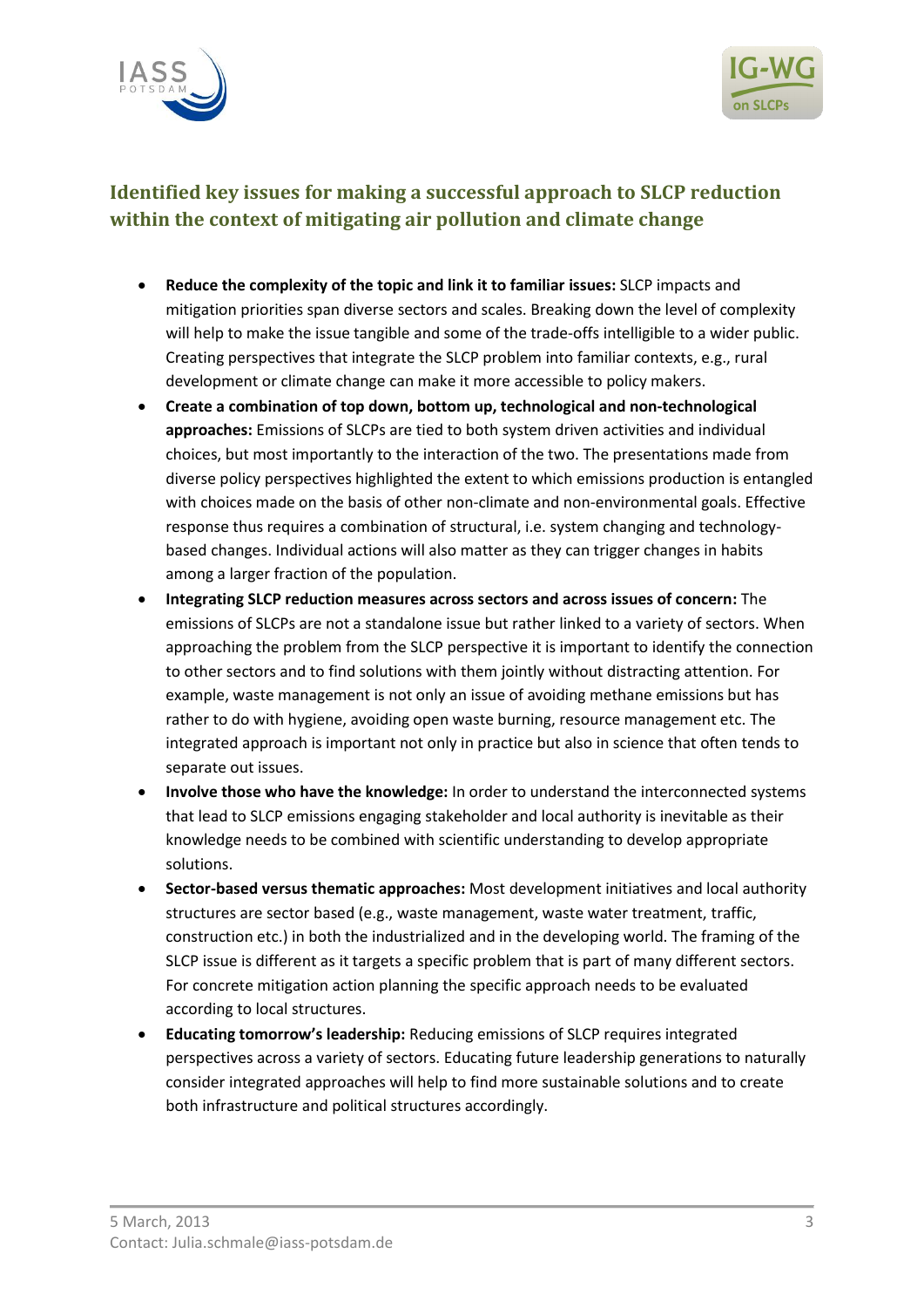## Identified key issues for making a successful approach to SLCP reduction within the context of mitigating air pollution and climate change

- **Reduce the complexity of the topic and link it to familiar issues:** SLCP impacts and mitigation priorities span diverse sectors and scales. Breaking down the level of complexity will help to make the issue tangible and some of the trade-offs intelligible to a wider public. Creating perspectives that integrate the SLCP problem into familiar contexts, e.g., rural development or climate change can make it more accessible to policy makers.
- **Create a combination of top down, bottom up, technological and non-technological approaches:** Emissions of SLCPs are tied to both system driven activities and individual choices, but most importantly to the interaction of the two. The presentations made from diverse policy perspectives highlighted the extent to which emissions production is entangled with choices made on the basis of other non-climate and non-environmental goals. Effective response thus requires a combination of structural, i.e. system changing and technology-based changes. Individual actions will also matter as they can trigger changes in habits among a larger fraction of the population.
- **Integrating SLCP reduction measures across sectors and across issues of concern:** The emissions of SLCPs are not a standalone issue but rather linked to a variety of sectors. When approaching the problem from the SLCP perspective it is important to identify the connection to other sectors and to find solutions with them jointly without distracting attention. For example, waste management is not only an issue of avoiding methane emissions but has rather to do with hygiene, avoiding open waste burning, resource management etc. The integrated approach is important not only in practice but also in science that often tends to separate out issues.
- **Involve those who have the knowledge:** In order to understand the interconnected systems that lead to SLCP emissions engaging stakeholder and local authority is inevitable as their knowledge needs to be combined with scientific understanding to develop appropriate solutions.
- **Sector-based versus thematic approaches:** Most development initiatives and local authority structures are sector based (e.g., waste management, waste water treatment, traffic, construction etc.) in both the industrialized and in the developing world. The framing of the SLCP issue is different as it targets a specific problem that is part of many different sectors. For concrete mitigation action planning the specific approach needs to be evaluated according to local structures.
- **Educating tomorrow's leadership:** Reducing emissions of SLCP requires integrated perspectives across a variety of sectors. Educating future leadership generations to naturally consider integrated approaches will help to find more sustainable solutions and to create both infrastructure and political structures accordingly.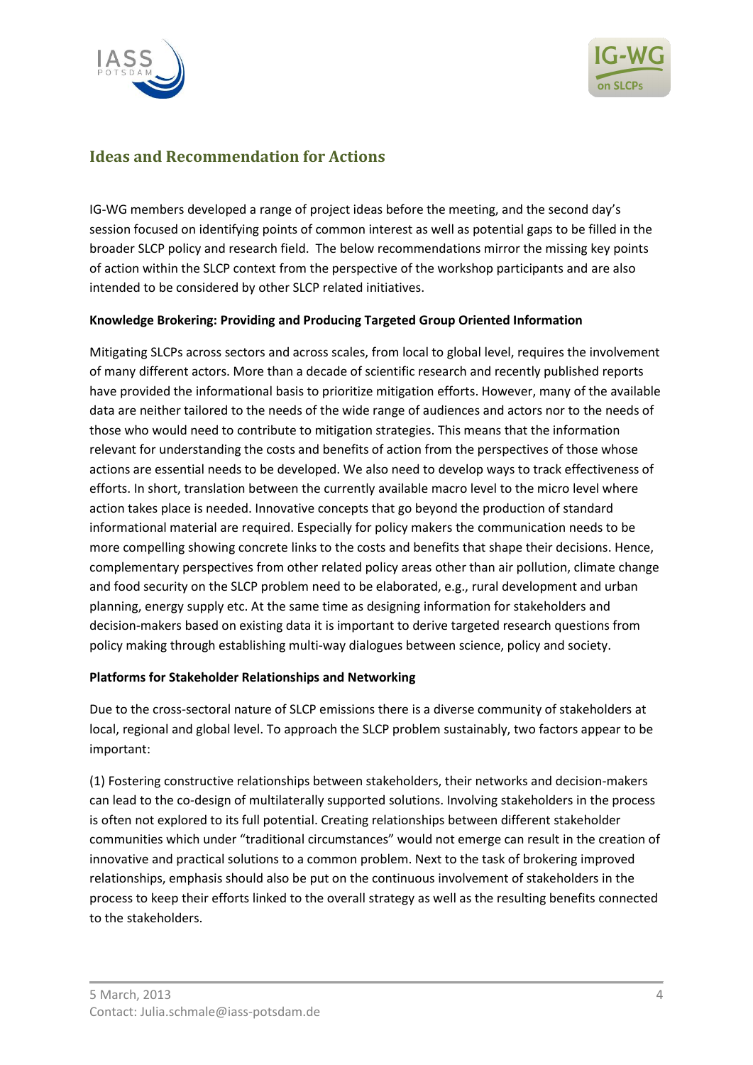## Ideas and Recommendation for Actions

IG-WG members developed a range of project ideas before the meeting, and the second day's session focused on identifying points of common interest as well as potential gaps to be filled in the broader SLCP policy and research field. The below recommendations mirror the missing key points of action within the SLCP context from the perspective of the workshop participants and are also intended to be considered by other SLCP related initiatives.

**Knowledge Brokering: Providing and Producing Targeted Group Oriented Information**

Mitigating SLCPs across sectors and across scales, from local to global level, requires the involvement of many different actors. More than a decade of scientific research and recently published reports have provided the informational basis to prioritize mitigation efforts. However, many of the available data are neither tailored to the needs of the wide range of audiences and actors nor to the needs of those who would need to contribute to mitigation strategies. This means that the information relevant for understanding the costs and benefits of action from the perspectives of those whose actions are essential needs to be developed. We also need to develop ways to track effectiveness of efforts. In short, translation between the currently available macro level to the micro level where action takes place is needed. Innovative concepts that go beyond the production of standard informational material are required. Especially for policy makers the communication needs to be more compelling showing concrete links to the costs and benefits that shape their decisions. Hence, complementary perspectives from other related policy areas other than air pollution, climate change and food security on the SLCP problem need to be elaborated, e.g., rural development and urban planning, energy supply etc. At the same time as designing information for stakeholders and decision-makers based on existing data it is important to derive targeted research questions from policy making through establishing multi-way dialogues between science, policy and society.

**Platforms for Stakeholder Relationships and Networking**

Due to the cross-sectoral nature of SLCP emissions there is a diverse community of stakeholders at local, regional and global level. To approach the SLCP problem sustainably, two factors appear to be important:

(1) Fostering constructive relationships between stakeholders, their networks and decision-makers can lead to the co-design of multilaterally supported solutions. Involving stakeholders in the process is often not explored to its full potential. Creating relationships between different stakeholder communities which under "traditional circumstances" would not emerge can result in the creation of innovative and practical solutions to a common problem. Next to the task of brokering improved relationships, emphasis should also be put on the continuous involvement of stakeholders in the process to keep their efforts linked to the overall strategy as well as the resulting benefits connected to the stakeholders.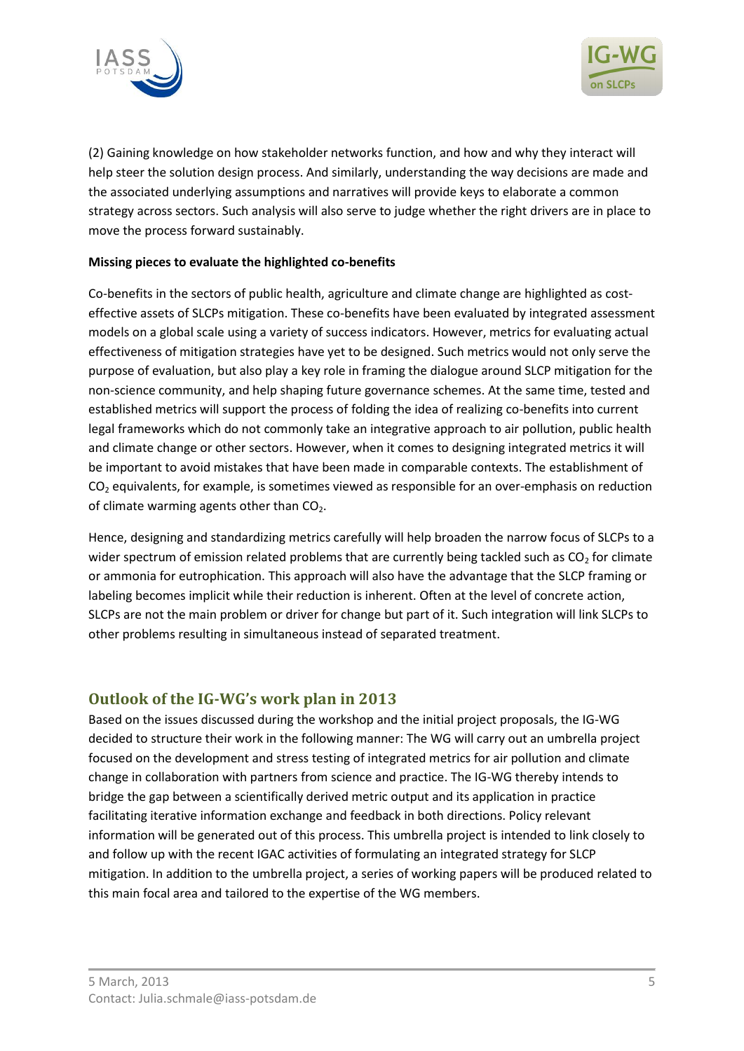(2) Gaining knowledge on how stakeholder networks function, and how and why they interact will help steer the solution design process. And similarly, understanding the way decisions are made and the associated underlying assumptions and narratives will provide keys to elaborate a common strategy across sectors. Such analysis will also serve to judge whether the right drivers are in place to move the process forward sustainably.

**Missing pieces to evaluate the highlighted co-benefits**

Co-benefits in the sectors of public health, agriculture and climate change are highlighted as cost-effective assets of SLCPs mitigation. These co-benefits have been evaluated by integrated assessment models on a global scale using a variety of success indicators. However, metrics for evaluating actual effectiveness of mitigation strategies have yet to be designed. Such metrics would not only serve the purpose of evaluation, but also play a key role in framing the dialogue around SLCP mitigation for the non-science community, and help shaping future governance schemes. At the same time, tested and established metrics will support the process of folding the idea of realizing co-benefits into current legal frameworks which do not commonly take an integrative approach to air pollution, public health and climate change or other sectors. However, when it comes to designing integrated metrics it will be important to avoid mistakes that have been made in comparable contexts. The establishment of $CO_2$ equivalents, for example, is sometimes viewed as responsible for an over-emphasis on reduction of climate warming agents other than $CO_2$.

Hence, designing and standardizing metrics carefully will help broaden the narrow focus of SLCPs to a wider spectrum of emission related problems that are currently being tackled such as $CO_2$ for climate or ammonia for eutrophication. This approach will also have the advantage that the SLCP framing or labeling becomes implicit while their reduction is inherent. Often at the level of concrete action, SLCPs are not the main problem or driver for change but part of it. Such integration will link SLCPs to other problems resulting in simultaneous instead of separated treatment.

## Outlook of the IG-WG's work plan in 2013

Based on the issues discussed during the workshop and the initial project proposals, the IG-WG decided to structure their work in the following manner: The WG will carry out an umbrella project focused on the development and stress testing of integrated metrics for air pollution and climate change in collaboration with partners from science and practice. The IG-WG thereby intends to bridge the gap between a scientifically derived metric output and its application in practice facilitating iterative information exchange and feedback in both directions. Policy relevant information will be generated out of this process. This umbrella project is intended to link closely to and follow up with the recent IGAC activities of formulating an integrated strategy for SLCP mitigation. In addition to the umbrella project, a series of working papers will be produced related to this main focal area and tailored to the expertise of the WG members.